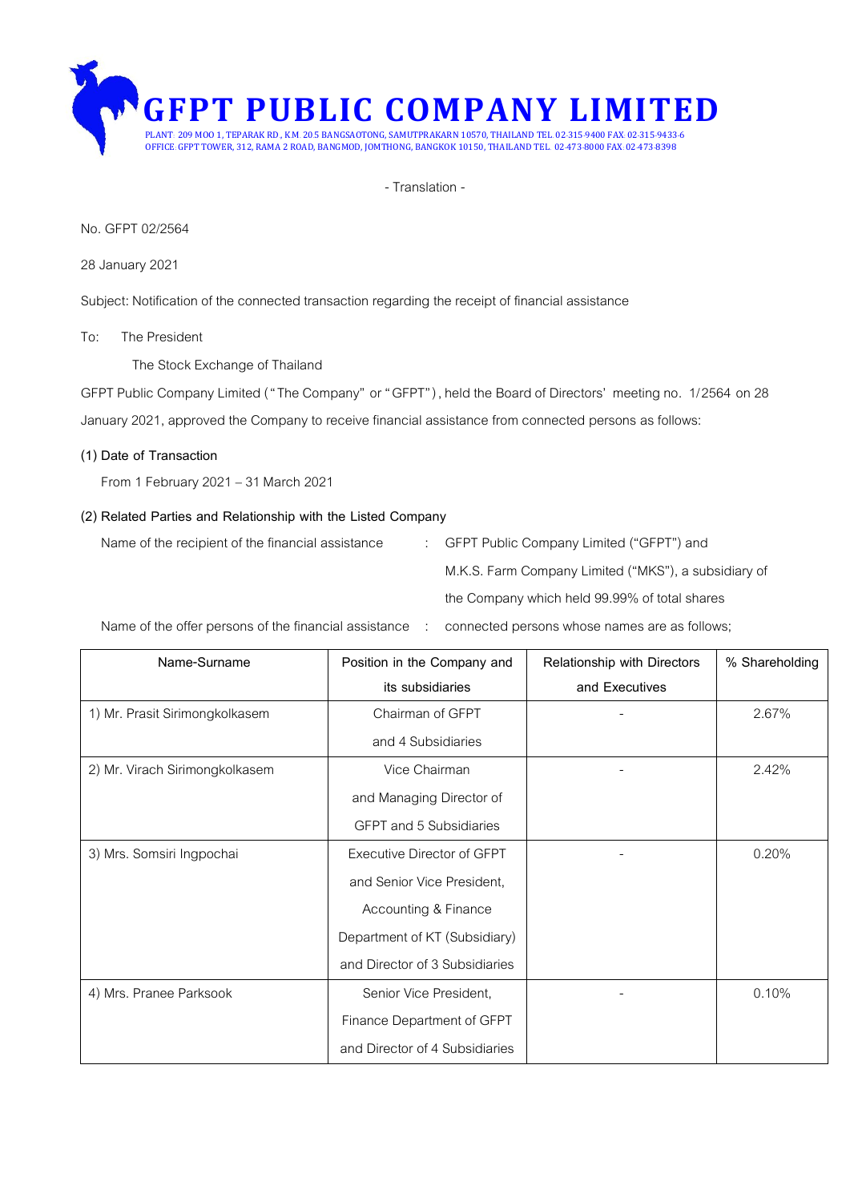# GFPT PUBLIC COMPANY LIMITED

PLANT: 209 MOO 1, TEPARAK RD., KM. 20.5 BANGSAOTONG, SAMUTPRAKARN 10570, THAILAND TEL. 02-315-9400 FAX. 02-315-9433-6
OFFICE: GFPT TOWER, 312, RAMA 2 ROAD, BANGMOD, JOMTHONG, BANGKOK 10150, THAILAND TEL. 02-473-8000 FAX. 02-473-8398

- Translation -

No. GFPT 02/2564

28 January 2021

Subject: Notification of the connected transaction regarding the receipt of financial assistance

To: The President
The Stock Exchange of Thailand

GFPT Public Company Limited ("The Company" or "GFPT"), held the Board of Directors' meeting no. 1/2564 on 28 January 2021, approved the Company to receive financial assistance from connected persons as follows:

**(1) Date of Transaction**

From 1 February 2021 – 31 March 2021

**(2) Related Parties and Relationship with the Listed Company**

Name of the recipient of the financial assistance : GFPT Public Company Limited ("GFPT") and M.K.S. Farm Company Limited ("MKS"), a subsidiary of the Company which held 99.99% of total shares

Name of the offer persons of the financial assistance : connected persons whose names are as follows;

| Name-Surname | Position in the Company and its subsidiaries | Relationship with Directors and Executives | % Shareholding |
|---|---|---|---|
| 1) Mr. Prasit Sirimongkolkasem | Chairman of GFPT and 4 Subsidiaries | - | 2.67% |
| 2) Mr. Virach Sirimongkolkasem | Vice Chairman and Managing Director of GFPT and 5 Subsidiaries | - | 2.42% |
| 3) Mrs. Somsiri Ingpochai | Executive Director of GFPT and Senior Vice President, Accounting & Finance Department of KT (Subsidiary) and Director of 3 Subsidiaries | - | 0.20% |
| 4) Mrs. Pranee Parksook | Senior Vice President, Finance Department of GFPT and Director of 4 Subsidiaries | - | 0.10% |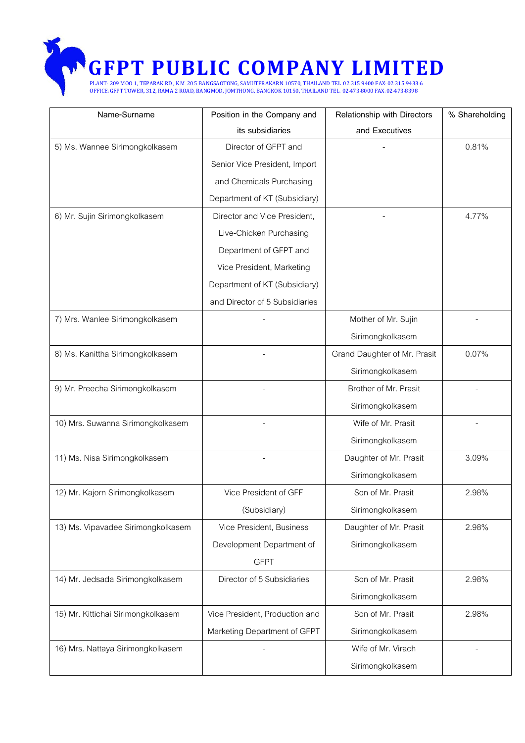| Name-Surname | Position in the Company and its subsidiaries | Relationship with Directors and Executives | % Shareholding |
|---|---|---|---|
| 5) Ms. Wannee Sirimongkolkasem | Director of GFPT and Senior Vice President, Import and Chemicals Purchasing Department of KT (Subsidiary) | - | 0.81% |
| 6) Mr. Sujin Sirimongkolkasem | Director and Vice President, Live-Chicken Purchasing Department of GFPT and Vice President, Marketing Department of KT (Subsidiary) and Director of 5 Subsidiaries | - | 4.77% |
| 7) Mrs. Wanlee Sirimongkolkasem | - | Mother of Mr. Sujin Sirimongkolkasem | - |
| 8) Ms. Kanittha Sirimongkolkasem | - | Grand Daughter of Mr. Prasit Sirimongkolkasem | 0.07% |
| 9) Mr. Preecha Sirimongkolkasem | - | Brother of Mr. Prasit Sirimongkolkasem | - |
| 10) Mrs. Suwanna Sirimongkolkasem | - | Wife of Mr. Prasit Sirimongkolkasem | - |
| 11) Ms. Nisa Sirimongkolkasem | - | Daughter of Mr. Prasit Sirimongkolkasem | 3.09% |
| 12) Mr. Kajorn Sirimongkolkasem | Vice President of GFF (Subsidiary) | Son of Mr. Prasit Sirimongkolkasem | 2.98% |
| 13) Ms. Vipavadee Sirimongkolkasem | Vice President, Business Development Department of GFPT | Daughter of Mr. Prasit Sirimongkolkasem | 2.98% |
| 14) Mr. Jedsada Sirimongkolkasem | Director of 5 Subsidiaries | Son of Mr. Prasit Sirimongkolkasem | 2.98% |
| 15) Mr. Kittichai Sirimongkolkasem | Vice President, Production and Marketing Department of GFPT | Son of Mr. Prasit Sirimongkolkasem | 2.98% |
| 16) Mrs. Nattaya Sirimongkolkasem | - | Wife of Mr. Virach Sirimongkolkasem | - |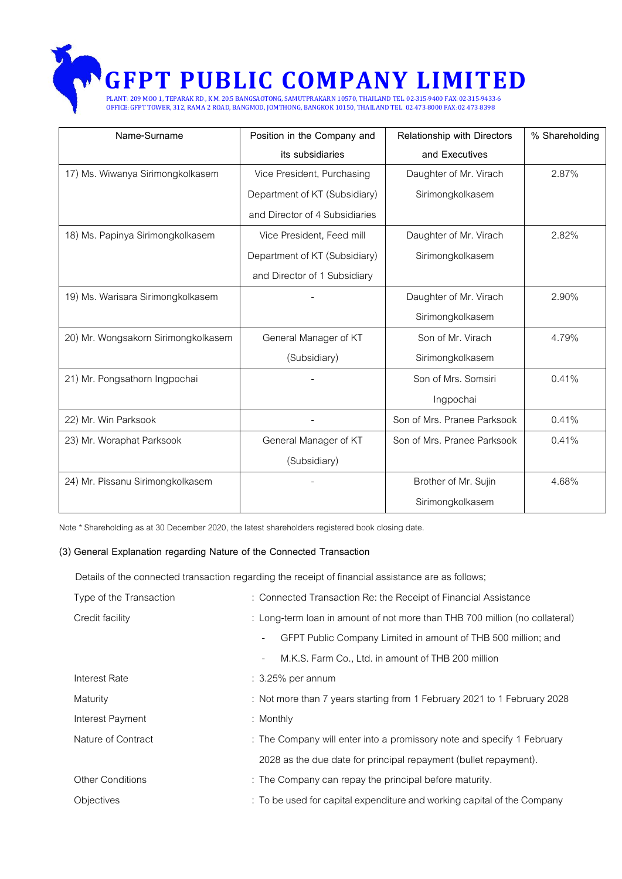| Name-Surname | Position in the Company and its subsidiaries | Relationship with Directors and Executives | % Shareholding |
|---|---|---|---|
| 17) Ms. Wiwanya Sirimongkolkasem | Vice President, Purchasing Department of KT (Subsidiary) and Director of 4 Subsidiaries | Daughter of Mr. Virach Sirimongkolkasem | 2.87% |
| 18) Ms. Papinya Sirimongkolkasem | Vice President, Feed mill Department of KT (Subsidiary) and Director of 1 Subsidiary | Daughter of Mr. Virach Sirimongkolkasem | 2.82% |
| 19) Ms. Warisara Sirimongkolkasem | - | Daughter of Mr. Virach Sirimongkolkasem | 2.90% |
| 20) Mr. Wongsakorn Sirimongkolkasem | General Manager of KT (Subsidiary) | Son of Mr. Virach Sirimongkolkasem | 4.79% |
| 21) Mr. Pongsathorn Ingpochai | - | Son of Mrs. Somsiri Ingpochai | 0.41% |
| 22) Mr. Win Parksook | - | Son of Mrs. Pranee Parksook | 0.41% |
| 23) Mr. Woraphat Parksook | General Manager of KT (Subsidiary) | Son of Mrs. Pranee Parksook | 0.41% |
| 24) Mr. Pissanu Sirimongkolkasem | - | Brother of Mr. Sujin Sirimongkolkasem | 4.68% |

Note * Shareholding as at 30 December 2020, the latest shareholders registered book closing date.

### (3) General Explanation regarding Nature of the Connected Transaction

Details of the connected transaction regarding the receipt of financial assistance are as follows;

| | |
|---|---|
| Type of the Transaction | : Connected Transaction Re: the Receipt of Financial Assistance |
| Credit facility | : Long-term loan in amount of not more than THB 700 million (no collateral)<br>- GFPT Public Company Limited in amount of THB 500 million; and<br>- M.K.S. Farm Co., Ltd. in amount of THB 200 million |
| Interest Rate | : 3.25% per annum |
| Maturity | : Not more than 7 years starting from 1 February 2021 to 1 February 2028 |
| Interest Payment | : Monthly |
| Nature of Contract | : The Company will enter into a promissory note and specify 1 February 2028 as the due date for principal repayment (bullet repayment). |
| Other Conditions | : The Company can repay the principal before maturity. |
| Objectives | : To be used for capital expenditure and working capital of the Company |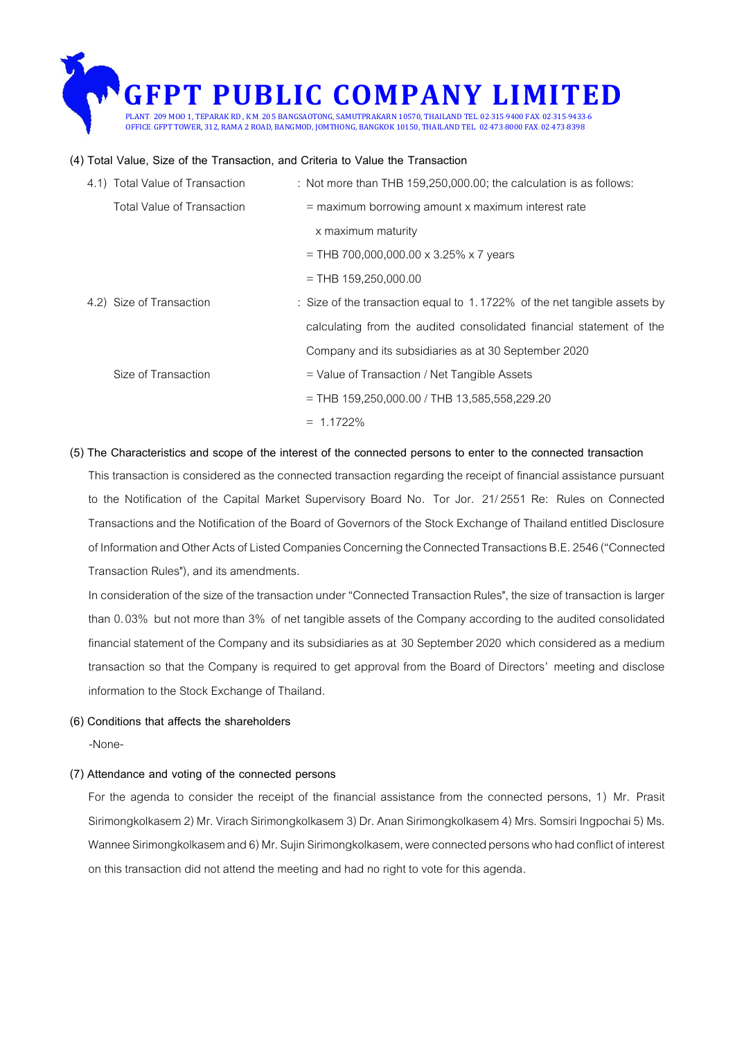**(4) Total Value, Size of the Transaction, and Criteria to Value the Transaction**

| | |
|---|---|
| 4.1) Total Value of Transaction | : Not more than THB 159,250,000.00; the calculation is as follows: |
| Total Value of Transaction | = maximum borrowing amount x maximum interest rate x maximum maturity |
| | = THB 700,000,000.00 x 3.25% x 7 years |
| | = THB 159,250,000.00 |
| 4.2) Size of Transaction | : Size of the transaction equal to 1.1722% of the net tangible assets by calculating from the audited consolidated financial statement of the Company and its subsidiaries as at 30 September 2020 |
| Size of Transaction | = Value of Transaction / Net Tangible Assets |
| | = THB 159,250,000.00 / THB 13,585,558,229.20 |
| | = 1.1722% |

**(5) The Characteristics and scope of the interest of the connected persons to enter to the connected transaction**

This transaction is considered as the connected transaction regarding the receipt of financial assistance pursuant to the Notification of the Capital Market Supervisory Board No. Tor Jor. 21/2551 Re: Rules on Connected Transactions and the Notification of the Board of Governors of the Stock Exchange of Thailand entitled Disclosure of Information and Other Acts of Listed Companies Concerning the Connected Transactions B.E. 2546 ("Connected Transaction Rules"), and its amendments.

In consideration of the size of the transaction under "Connected Transaction Rules", the size of transaction is larger than 0.03% but not more than 3% of net tangible assets of the Company according to the audited consolidated financial statement of the Company and its subsidiaries as at 30 September 2020 which considered as a medium transaction so that the Company is required to get approval from the Board of Directors' meeting and disclose information to the Stock Exchange of Thailand.

**(6) Conditions that affects the shareholders**

-None-

**(7) Attendance and voting of the connected persons**

For the agenda to consider the receipt of the financial assistance from the connected persons, 1) Mr. Prasit Sirimongkolkasem 2) Mr. Virach Sirimongkolkasem 3) Dr. Anan Sirimongkolkasem 4) Mrs. Somsiri Ingpochai 5) Ms. Wannee Sirimongkolkasem and 6) Mr. Sujin Sirimongkolkasem, were connected persons who had conflict of interest on this transaction did not attend the meeting and had no right to vote for this agenda.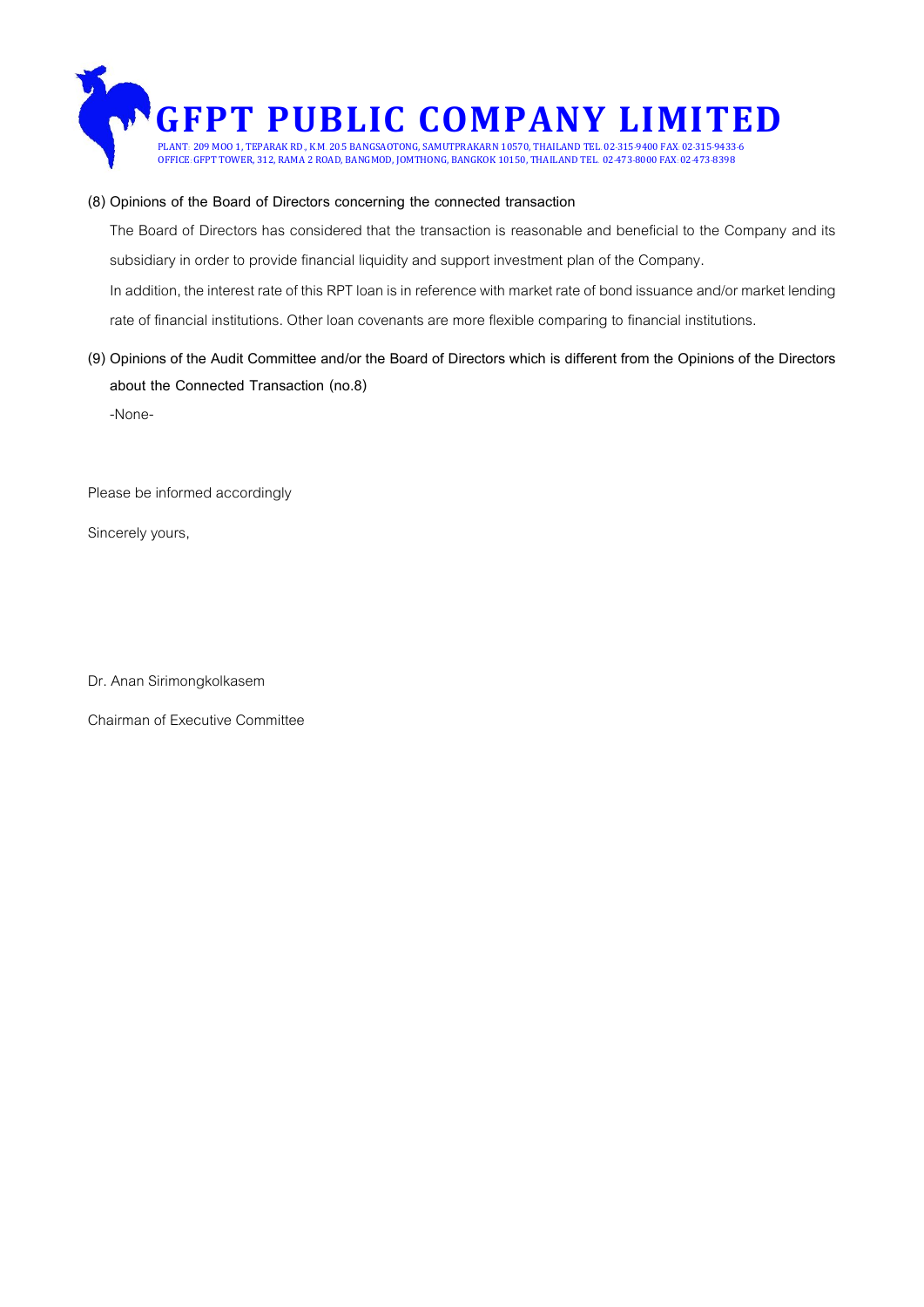**(8) Opinions of the Board of Directors concerning the connected transaction**

The Board of Directors has considered that the transaction is reasonable and beneficial to the Company and its subsidiary in order to provide financial liquidity and support investment plan of the Company.

In addition, the interest rate of this RPT loan is in reference with market rate of bond issuance and/or market lending rate of financial institutions. Other loan covenants are more flexible comparing to financial institutions.

**(9) Opinions of the Audit Committee and/or the Board of Directors which is different from the Opinions of the Directors about the Connected Transaction (no.8)**

-None-

Please be informed accordingly

Sincerely yours,

Dr. Anan Sirimongkolkasem

Chairman of Executive Committee